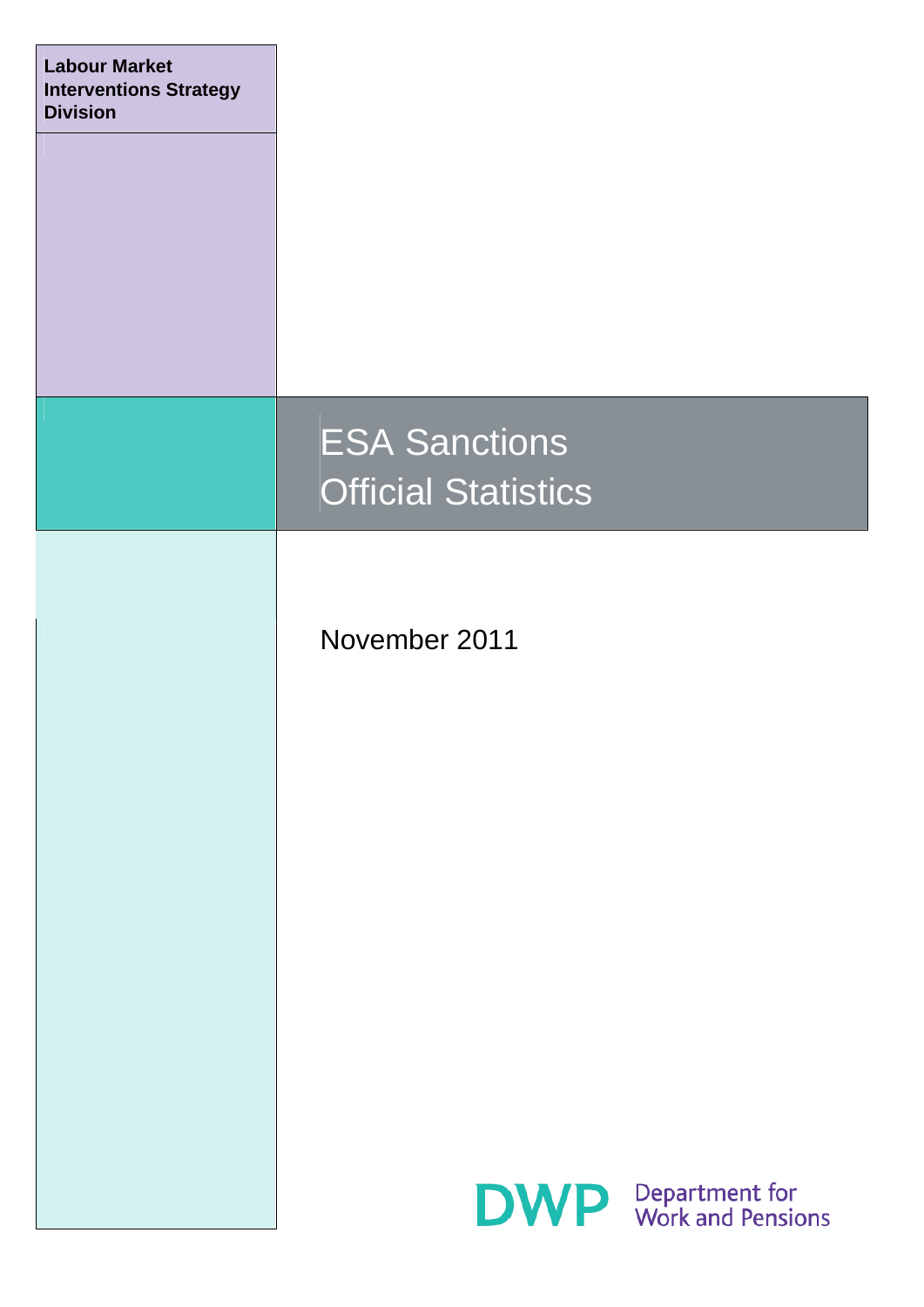**Labour Market Interventions Strategy Division**

# ESA Sanctions Official Statistics

November 2011

DWP Department for Work and Pensions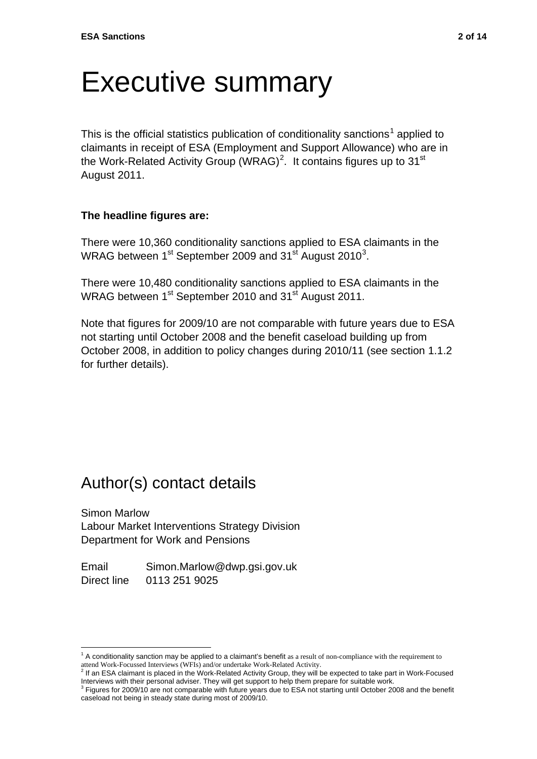# Executive summary

This is the official statistics publication of conditionality sanctions[1] applied to claimants in receipt of ESA (Employment and Support Allowance) who are in the Work-Related Activity Group (WRAG)[2]. It contains figures up to 31st August 2011.

**The headline figures are:**

There were 10,360 conditionality sanctions applied to ESA claimants in the WRAG between 1st September 2009 and 31st August 2010[3].

There were 10,480 conditionality sanctions applied to ESA claimants in the WRAG between 1st September 2010 and 31st August 2011.

Note that figures for 2009/10 are not comparable with future years due to ESA not starting until October 2008 and the benefit caseload building up from October 2008, in addition to policy changes during 2010/11 (see section 1.1.2 for further details).

## Author(s) contact details

Simon Marlow
Labour Market Interventions Strategy Division
Department for Work and Pensions

Email Simon.Marlow@dwp.gsi.gov.uk
Direct line 0113 251 9025

---

[1] A conditionality sanction may be applied to a claimant's benefit as a result of non-compliance with the requirement to attend Work-Focussed Interviews (WFIs) and/or undertake Work-Related Activity.

[2] If an ESA claimant is placed in the Work-Related Activity Group, they will be expected to take part in Work-Focused Interviews with their personal adviser. They will get support to help them prepare for suitable work.

[3] Figures for 2009/10 are not comparable with future years due to ESA not starting until October 2008 and the benefit caseload not being in steady state during most of 2009/10.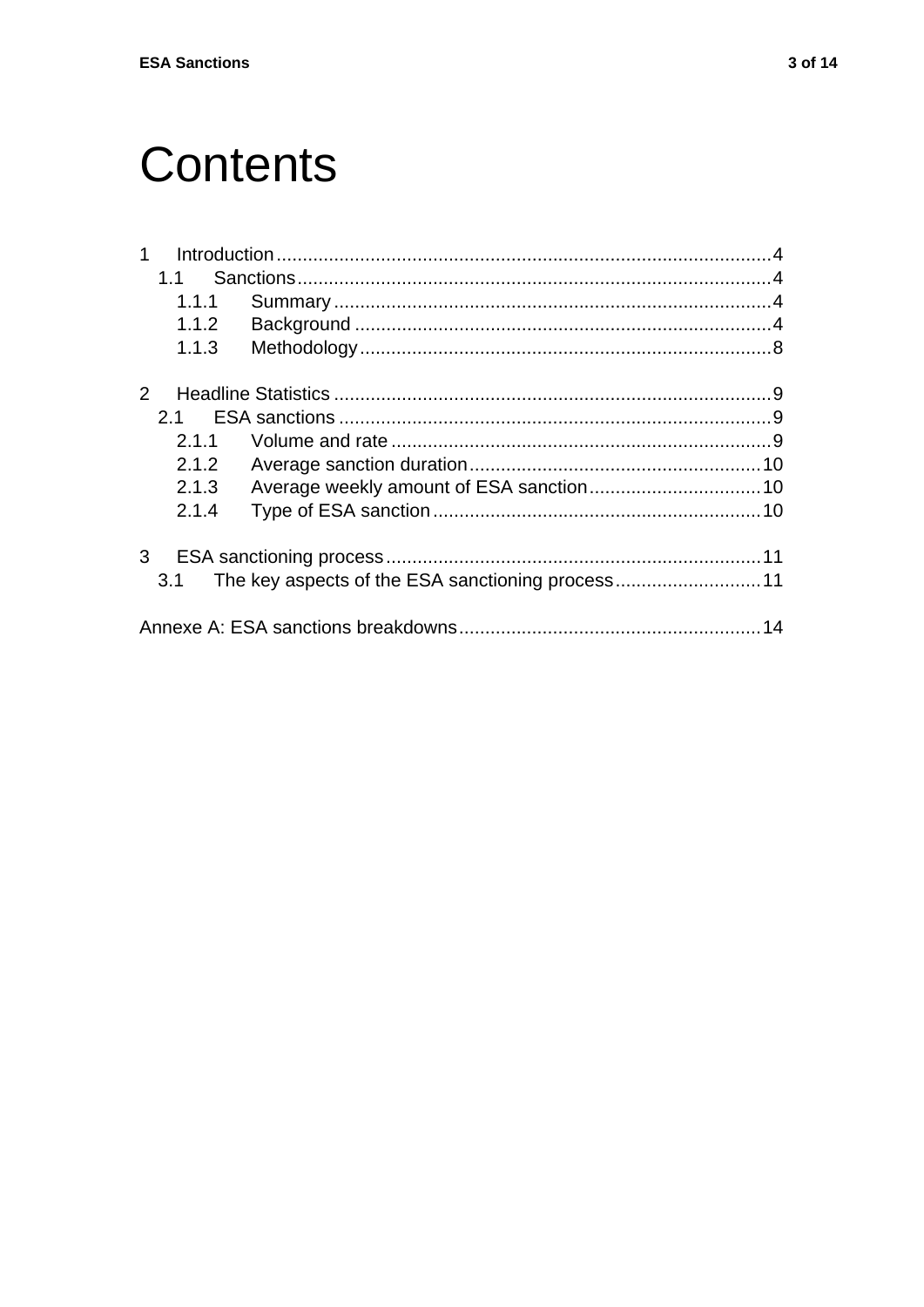# Contents

1 Introduction ..... 4
  1.1 Sanctions ..... 4
    1.1.1 Summary ..... 4
    1.1.2 Background ..... 4
    1.1.3 Methodology ..... 8

2 Headline Statistics ..... 9
  2.1 ESA sanctions ..... 9
    2.1.1 Volume and rate ..... 9
    2.1.2 Average sanction duration ..... 10
    2.1.3 Average weekly amount of ESA sanction ..... 10
    2.1.4 Type of ESA sanction ..... 10

3 ESA sanctioning process ..... 11
  3.1 The key aspects of the ESA sanctioning process ..... 11

Annexe A: ESA sanctions breakdowns ..... 14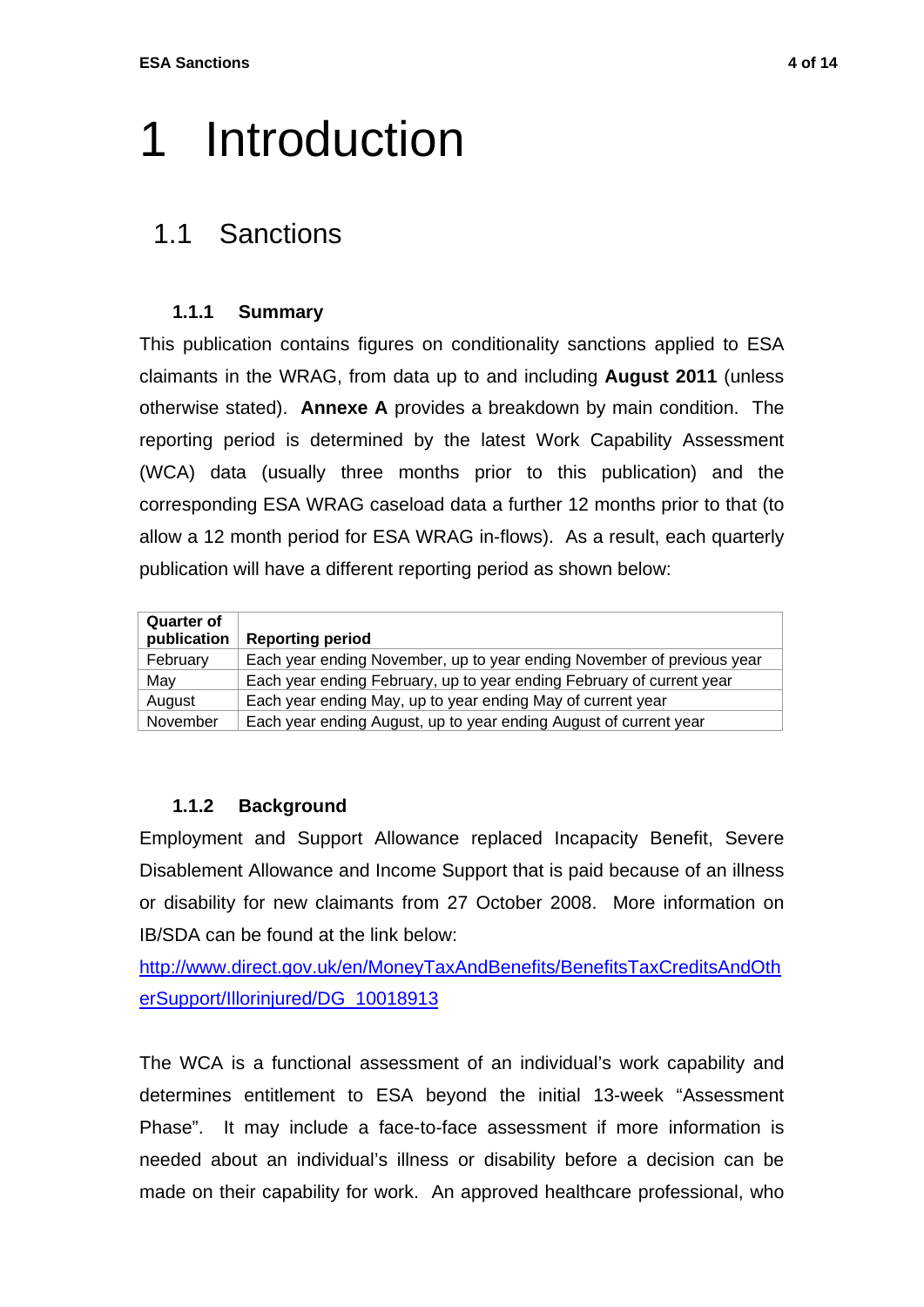# 1 Introduction

## 1.1 Sanctions

### 1.1.1 Summary

This publication contains figures on conditionality sanctions applied to ESA claimants in the WRAG, from data up to and including **August 2011** (unless otherwise stated). **Annexe A** provides a breakdown by main condition. The reporting period is determined by the latest Work Capability Assessment (WCA) data (usually three months prior to this publication) and the corresponding ESA WRAG caseload data a further 12 months prior to that (to allow a 12 month period for ESA WRAG in-flows). As a result, each quarterly publication will have a different reporting period as shown below:

| Quarter of publication | Reporting period |
|---|---|
| February | Each year ending November, up to year ending November of previous year |
| May | Each year ending February, up to year ending February of current year |
| August | Each year ending May, up to year ending May of current year |
| November | Each year ending August, up to year ending August of current year |

### 1.1.2 Background

Employment and Support Allowance replaced Incapacity Benefit, Severe Disablement Allowance and Income Support that is paid because of an illness or disability for new claimants from 27 October 2008. More information on IB/SDA can be found at the link below:

http://www.direct.gov.uk/en/MoneyTaxAndBenefits/BenefitsTaxCreditsAndOtherSupport/Illorinjured/DG_10018913

The WCA is a functional assessment of an individual's work capability and determines entitlement to ESA beyond the initial 13-week "Assessment Phase". It may include a face-to-face assessment if more information is needed about an individual's illness or disability before a decision can be made on their capability for work. An approved healthcare professional, who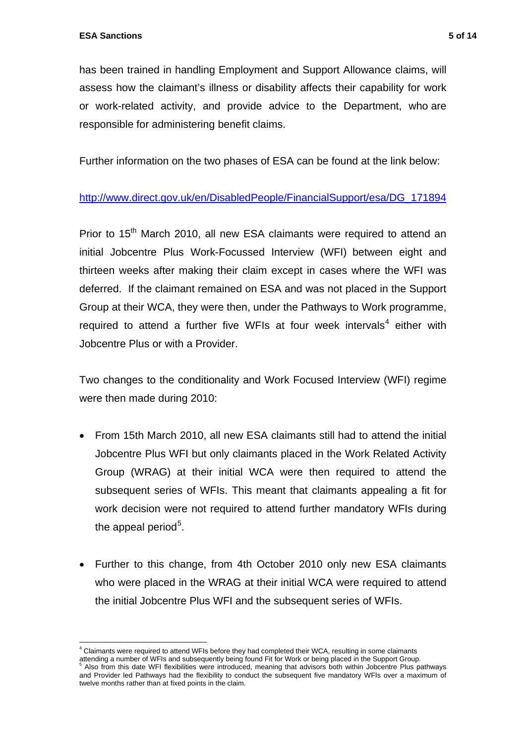has been trained in handling Employment and Support Allowance claims, will assess how the claimant's illness or disability affects their capability for work or work-related activity, and provide advice to the Department, who are responsible for administering benefit claims.

Further information on the two phases of ESA can be found at the link below:

http://www.direct.gov.uk/en/DisabledPeople/FinancialSupport/esa/DG_171894

Prior to 15th March 2010, all new ESA claimants were required to attend an initial Jobcentre Plus Work-Focussed Interview (WFI) between eight and thirteen weeks after making their claim except in cases where the WFI was deferred. If the claimant remained on ESA and was not placed in the Support Group at their WCA, they were then, under the Pathways to Work programme, required to attend a further five WFIs at four week intervals[4] either with Jobcentre Plus or with a Provider.

Two changes to the conditionality and Work Focused Interview (WFI) regime were then made during 2010:

- From 15th March 2010, all new ESA claimants still had to attend the initial Jobcentre Plus WFI but only claimants placed in the Work Related Activity Group (WRAG) at their initial WCA were then required to attend the subsequent series of WFIs. This meant that claimants appealing a fit for work decision were not required to attend further mandatory WFIs during the appeal period[5].

- Further to this change, from 4th October 2010 only new ESA claimants who were placed in the WRAG at their initial WCA were required to attend the initial Jobcentre Plus WFI and the subsequent series of WFIs.

---

[4] Claimants were required to attend WFIs before they had completed their WCA, resulting in some claimants attending a number of WFIs and subsequently being found Fit for Work or being placed in the Support Group.

[5] Also from this date WFI flexibilities were introduced, meaning that advisors both within Jobcentre Plus pathways and Provider led Pathways had the flexibility to conduct the subsequent five mandatory WFIs over a maximum of twelve months rather than at fixed points in the claim.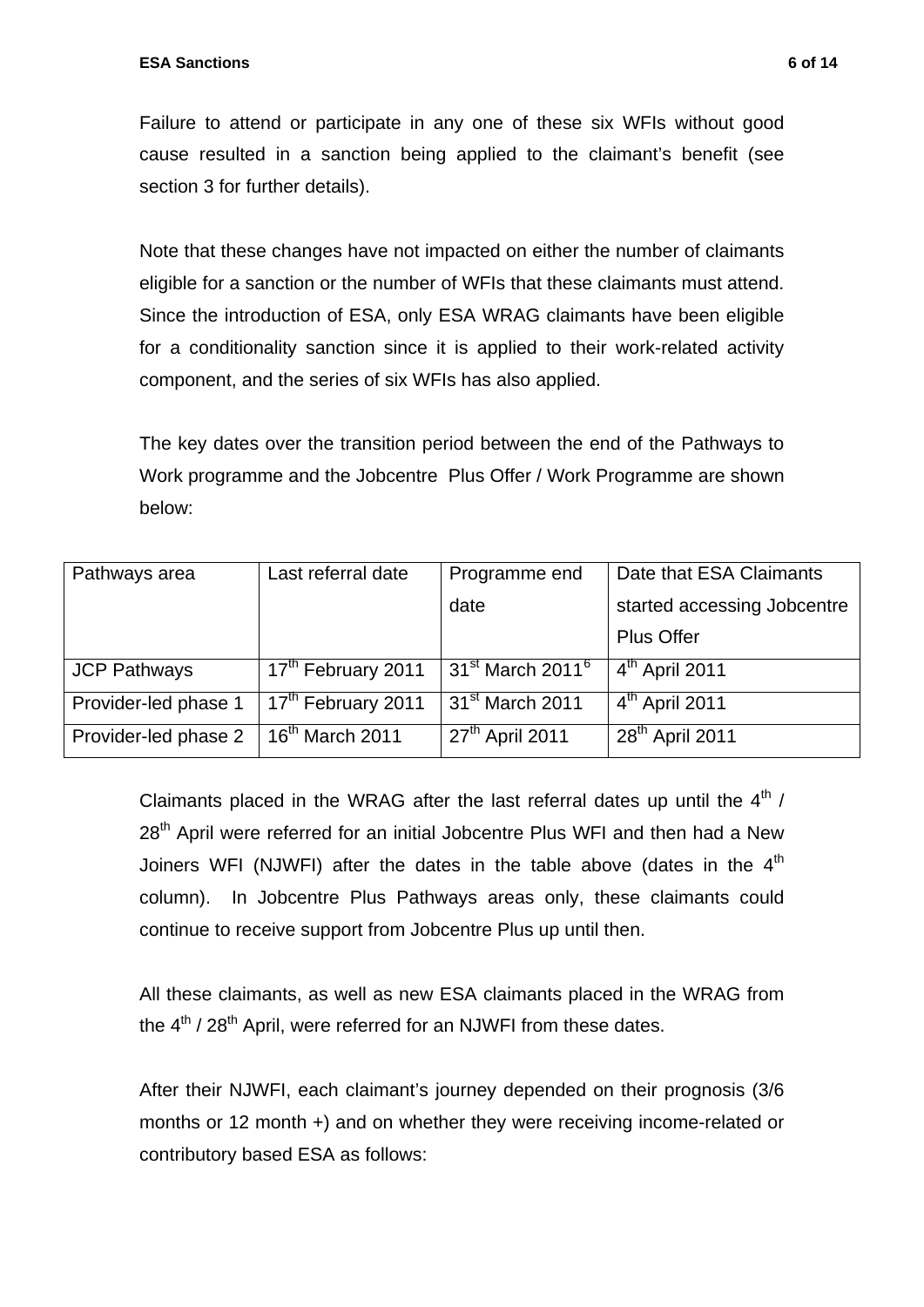Failure to attend or participate in any one of these six WFIs without good cause resulted in a sanction being applied to the claimant's benefit (see section 3 for further details).

Note that these changes have not impacted on either the number of claimants eligible for a sanction or the number of WFIs that these claimants must attend. Since the introduction of ESA, only ESA WRAG claimants have been eligible for a conditionality sanction since it is applied to their work-related activity component, and the series of six WFIs has also applied.

The key dates over the transition period between the end of the Pathways to Work programme and the Jobcentre Plus Offer / Work Programme are shown below:

| Pathways area | Last referral date | Programme end date | Date that ESA Claimants started accessing Jobcentre Plus Offer |
|---|---|---|---|
| JCP Pathways | 17th February 2011 | 31st March 2011[6] | 4th April 2011 |
| Provider-led phase 1 | 17th February 2011 | 31st March 2011 | 4th April 2011 |
| Provider-led phase 2 | 16th March 2011 | 27th April 2011 | 28th April 2011 |

Claimants placed in the WRAG after the last referral dates up until the 4th / 28th April were referred for an initial Jobcentre Plus WFI and then had a New Joiners WFI (NJWFI) after the dates in the table above (dates in the 4th column). In Jobcentre Plus Pathways areas only, these claimants could continue to receive support from Jobcentre Plus up until then.

All these claimants, as well as new ESA claimants placed in the WRAG from the 4th / 28th April, were referred for an NJWFI from these dates.

After their NJWFI, each claimant's journey depended on their prognosis (3/6 months or 12 month +) and on whether they were receiving income-related or contributory based ESA as follows: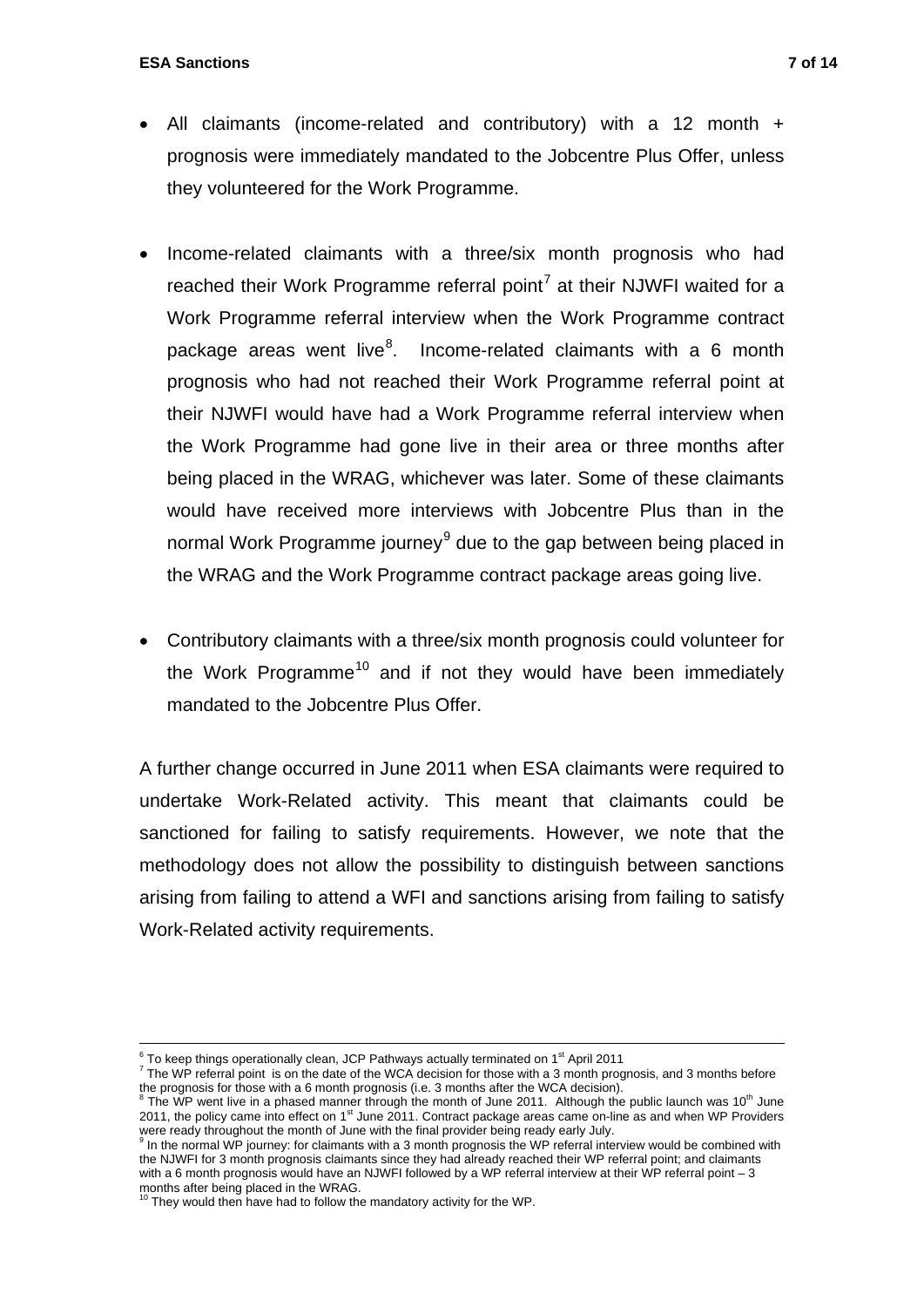- All claimants (income-related and contributory) with a 12 month + prognosis were immediately mandated to the Jobcentre Plus Offer, unless they volunteered for the Work Programme.

- Income-related claimants with a three/six month prognosis who had reached their Work Programme referral point[7] at their NJWFI waited for a Work Programme referral interview when the Work Programme contract package areas went live[8]. Income-related claimants with a 6 month prognosis who had not reached their Work Programme referral point at their NJWFI would have had a Work Programme referral interview when the Work Programme had gone live in their area or three months after being placed in the WRAG, whichever was later. Some of these claimants would have received more interviews with Jobcentre Plus than in the normal Work Programme journey[9] due to the gap between being placed in the WRAG and the Work Programme contract package areas going live.

- Contributory claimants with a three/six month prognosis could volunteer for the Work Programme[10] and if not they would have been immediately mandated to the Jobcentre Plus Offer.

A further change occurred in June 2011 when ESA claimants were required to undertake Work-Related activity. This meant that claimants could be sanctioned for failing to satisfy requirements. However, we note that the methodology does not allow the possibility to distinguish between sanctions arising from failing to attend a WFI and sanctions arising from failing to satisfy Work-Related activity requirements.

---

[6] To keep things operationally clean, JCP Pathways actually terminated on 1st April 2011

[7] The WP referral point is on the date of the WCA decision for those with a 3 month prognosis, and 3 months before the prognosis for those with a 6 month prognosis (i.e. 3 months after the WCA decision).

[8] The WP went live in a phased manner through the month of June 2011. Although the public launch was 10th June 2011, the policy came into effect on 1st June 2011. Contract package areas came on-line as and when WP Providers were ready throughout the month of June with the final provider being ready early July.

[9] In the normal WP journey: for claimants with a 3 month prognosis the WP referral interview would be combined with the NJWFI for 3 month prognosis claimants since they had already reached their WP referral point; and claimants with a 6 month prognosis would have an NJWFI followed by a WP referral interview at their WP referral point – 3 months after being placed in the WRAG.

[10] They would then have had to follow the mandatory activity for the WP.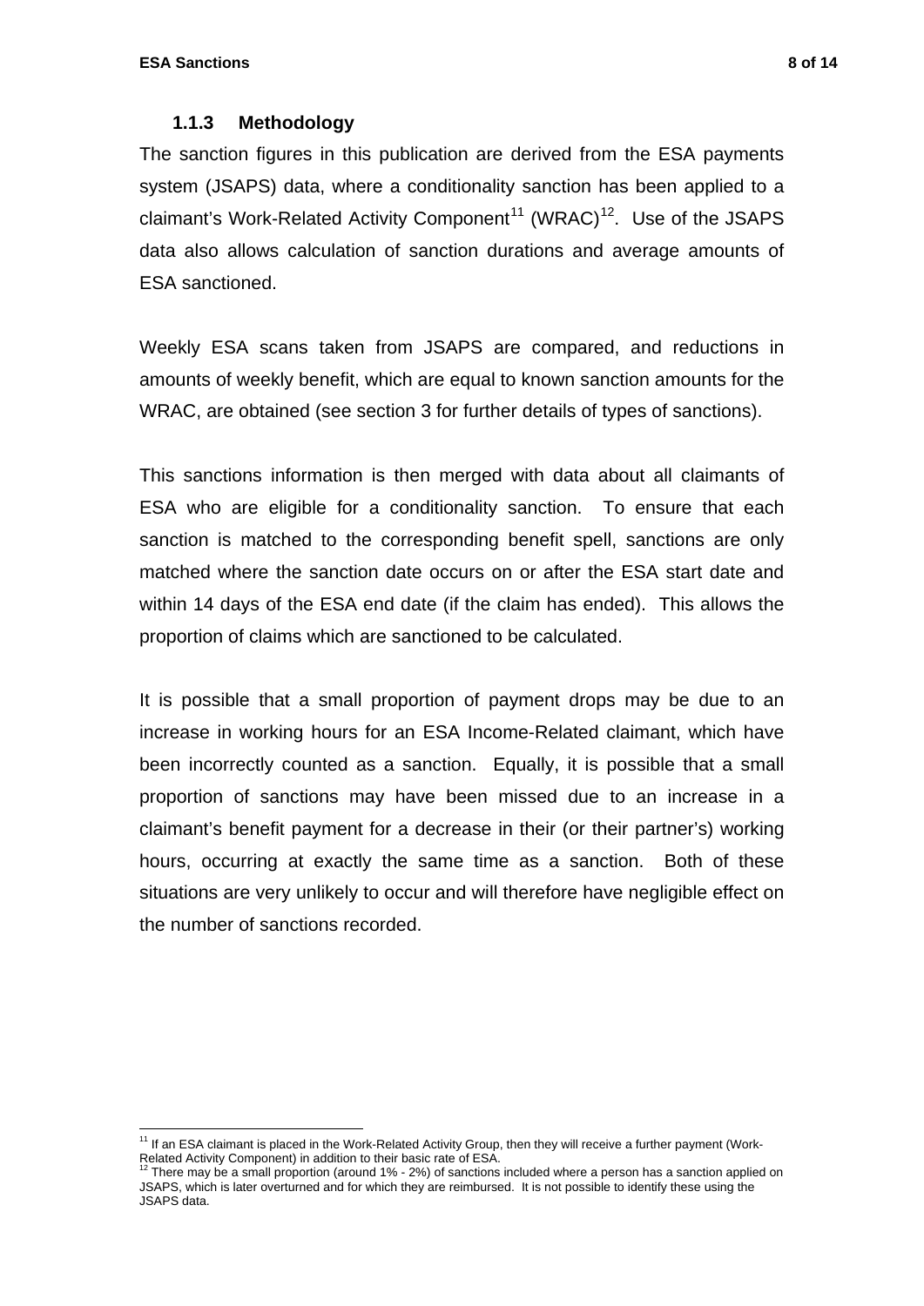### 1.1.3 Methodology

The sanction figures in this publication are derived from the ESA payments system (JSAPS) data, where a conditionality sanction has been applied to a claimant's Work-Related Activity Component[11] (WRAC)[12]. Use of the JSAPS data also allows calculation of sanction durations and average amounts of ESA sanctioned.

Weekly ESA scans taken from JSAPS are compared, and reductions in amounts of weekly benefit, which are equal to known sanction amounts for the WRAC, are obtained (see section 3 for further details of types of sanctions).

This sanctions information is then merged with data about all claimants of ESA who are eligible for a conditionality sanction. To ensure that each sanction is matched to the corresponding benefit spell, sanctions are only matched where the sanction date occurs on or after the ESA start date and within 14 days of the ESA end date (if the claim has ended). This allows the proportion of claims which are sanctioned to be calculated.

It is possible that a small proportion of payment drops may be due to an increase in working hours for an ESA Income-Related claimant, which have been incorrectly counted as a sanction. Equally, it is possible that a small proportion of sanctions may have been missed due to an increase in a claimant's benefit payment for a decrease in their (or their partner's) working hours, occurring at exactly the same time as a sanction. Both of these situations are very unlikely to occur and will therefore have negligible effect on the number of sanctions recorded.

---

[11] If an ESA claimant is placed in the Work-Related Activity Group, then they will receive a further payment (Work-Related Activity Component) in addition to their basic rate of ESA.

[12] There may be a small proportion (around 1% - 2%) of sanctions included where a person has a sanction applied on JSAPS, which is later overturned and for which they are reimbursed. It is not possible to identify these using the JSAPS data.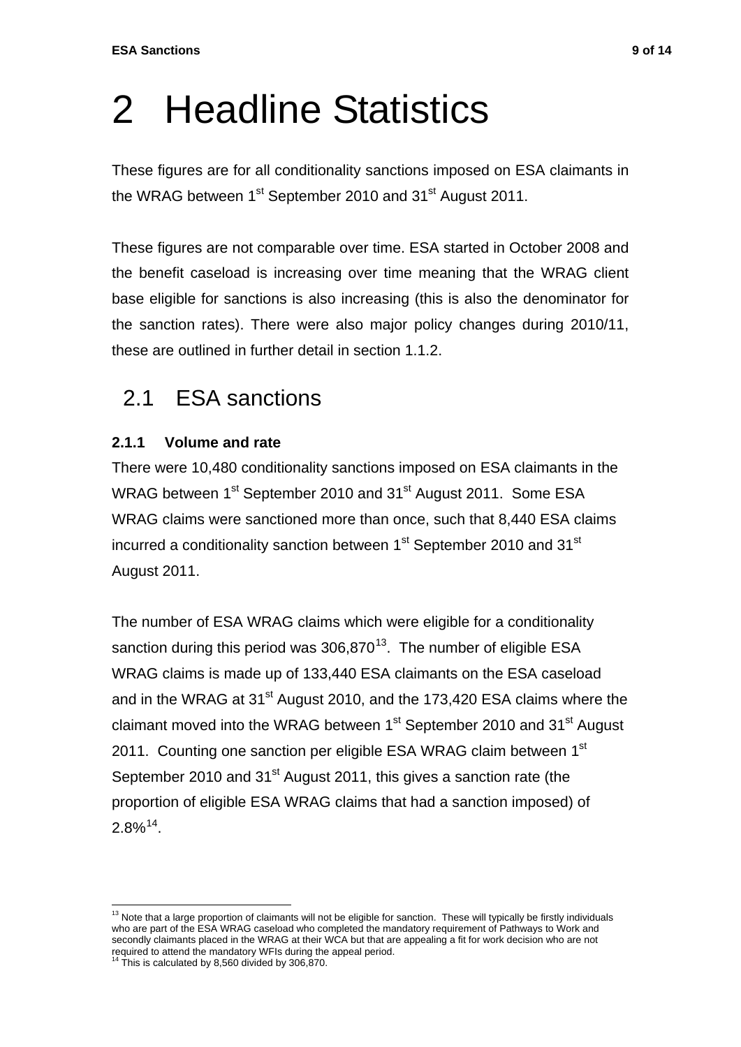# 2 Headline Statistics

These figures are for all conditionality sanctions imposed on ESA claimants in the WRAG between 1st September 2010 and 31st August 2011.

These figures are not comparable over time. ESA started in October 2008 and the benefit caseload is increasing over time meaning that the WRAG client base eligible for sanctions is also increasing (this is also the denominator for the sanction rates). There were also major policy changes during 2010/11, these are outlined in further detail in section 1.1.2.

## 2.1 ESA sanctions

### 2.1.1 Volume and rate

There were 10,480 conditionality sanctions imposed on ESA claimants in the WRAG between 1st September 2010 and 31st August 2011. Some ESA WRAG claims were sanctioned more than once, such that 8,440 ESA claims incurred a conditionality sanction between 1st September 2010 and 31st August 2011.

The number of ESA WRAG claims which were eligible for a conditionality sanction during this period was 306,870[13]. The number of eligible ESA WRAG claims is made up of 133,440 ESA claimants on the ESA caseload and in the WRAG at 31st August 2010, and the 173,420 ESA claims where the claimant moved into the WRAG between 1st September 2010 and 31st August 2011. Counting one sanction per eligible ESA WRAG claim between 1st September 2010 and 31st August 2011, this gives a sanction rate (the proportion of eligible ESA WRAG claims that had a sanction imposed) of 2.8%[14].

---

[13] Note that a large proportion of claimants will not be eligible for sanction. These will typically be firstly individuals who are part of the ESA WRAG caseload who completed the mandatory requirement of Pathways to Work and secondly claimants placed in the WRAG at their WCA but that are appealing a fit for work decision who are not required to attend the mandatory WFIs during the appeal period.

[14] This is calculated by 8,560 divided by 306,870.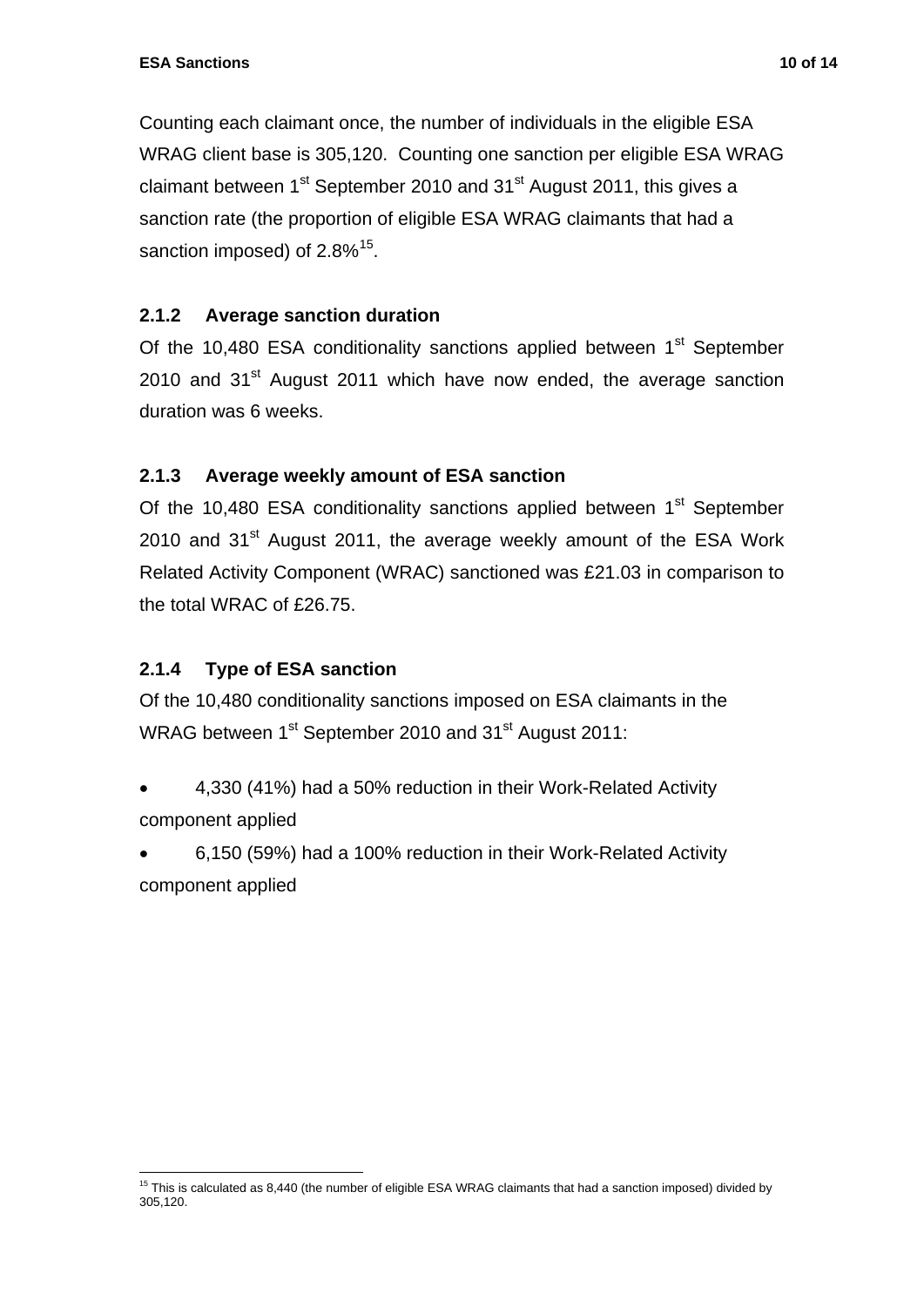Counting each claimant once, the number of individuals in the eligible ESA WRAG client base is 305,120. Counting one sanction per eligible ESA WRAG claimant between 1st September 2010 and 31st August 2011, this gives a sanction rate (the proportion of eligible ESA WRAG claimants that had a sanction imposed) of 2.8%[15].

### 2.1.2 Average sanction duration

Of the 10,480 ESA conditionality sanctions applied between 1st September 2010 and 31st August 2011 which have now ended, the average sanction duration was 6 weeks.

### 2.1.3 Average weekly amount of ESA sanction

Of the 10,480 ESA conditionality sanctions applied between 1st September 2010 and 31st August 2011, the average weekly amount of the ESA Work Related Activity Component (WRAC) sanctioned was £21.03 in comparison to the total WRAC of £26.75.

### 2.1.4 Type of ESA sanction

Of the 10,480 conditionality sanctions imposed on ESA claimants in the WRAG between 1st September 2010 and 31st August 2011:

- 4,330 (41%) had a 50% reduction in their Work-Related Activity component applied
- 6,150 (59%) had a 100% reduction in their Work-Related Activity component applied

[15] This is calculated as 8,440 (the number of eligible ESA WRAG claimants that had a sanction imposed) divided by 305,120.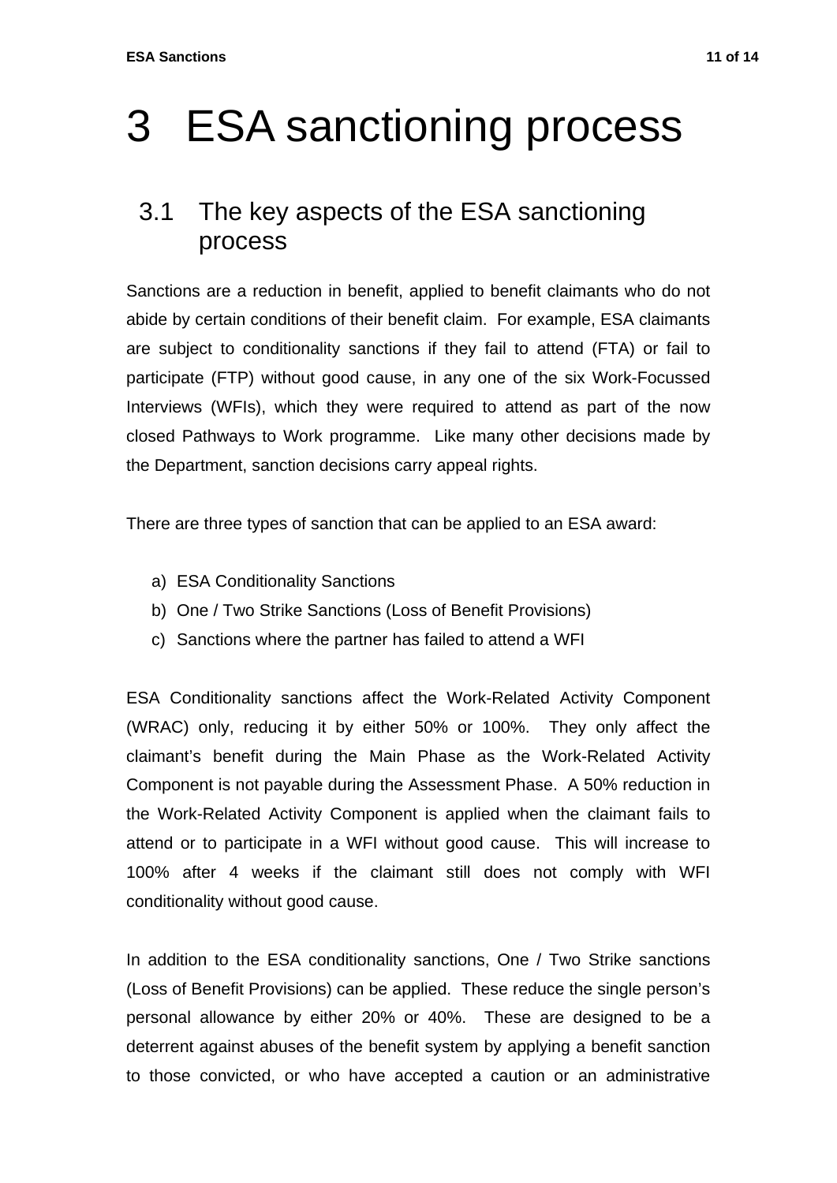# 3 ESA sanctioning process

## 3.1 The key aspects of the ESA sanctioning process

Sanctions are a reduction in benefit, applied to benefit claimants who do not abide by certain conditions of their benefit claim. For example, ESA claimants are subject to conditionality sanctions if they fail to attend (FTA) or fail to participate (FTP) without good cause, in any one of the six Work-Focussed Interviews (WFIs), which they were required to attend as part of the now closed Pathways to Work programme. Like many other decisions made by the Department, sanction decisions carry appeal rights.

There are three types of sanction that can be applied to an ESA award:

a) ESA Conditionality Sanctions
b) One / Two Strike Sanctions (Loss of Benefit Provisions)
c) Sanctions where the partner has failed to attend a WFI

ESA Conditionality sanctions affect the Work-Related Activity Component (WRAC) only, reducing it by either 50% or 100%. They only affect the claimant's benefit during the Main Phase as the Work-Related Activity Component is not payable during the Assessment Phase. A 50% reduction in the Work-Related Activity Component is applied when the claimant fails to attend or to participate in a WFI without good cause. This will increase to 100% after 4 weeks if the claimant still does not comply with WFI conditionality without good cause.

In addition to the ESA conditionality sanctions, One / Two Strike sanctions (Loss of Benefit Provisions) can be applied. These reduce the single person's personal allowance by either 20% or 40%. These are designed to be a deterrent against abuses of the benefit system by applying a benefit sanction to those convicted, or who have accepted a caution or an administrative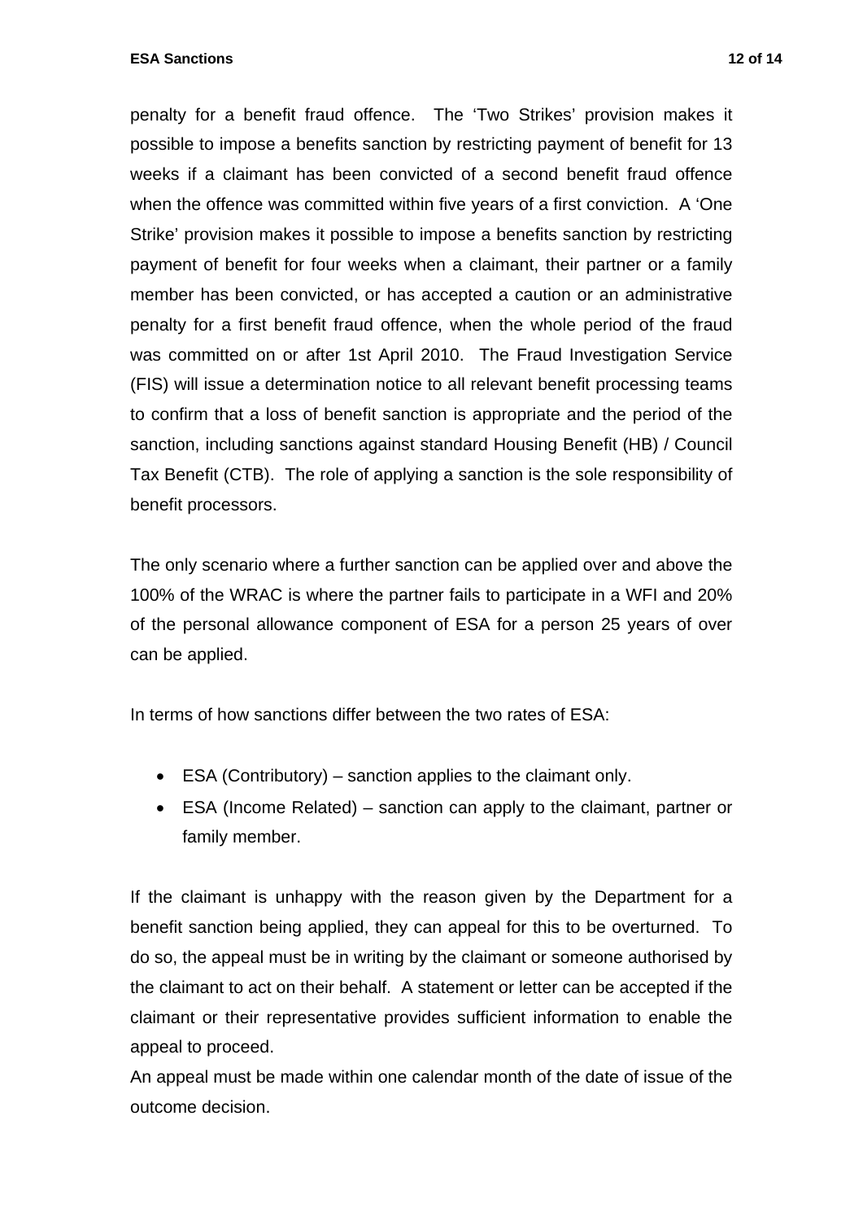penalty for a benefit fraud offence. The ‘Two Strikes’ provision makes it possible to impose a benefits sanction by restricting payment of benefit for 13 weeks if a claimant has been convicted of a second benefit fraud offence when the offence was committed within five years of a first conviction. A ‘One Strike’ provision makes it possible to impose a benefits sanction by restricting payment of benefit for four weeks when a claimant, their partner or a family member has been convicted, or has accepted a caution or an administrative penalty for a first benefit fraud offence, when the whole period of the fraud was committed on or after 1st April 2010. The Fraud Investigation Service (FIS) will issue a determination notice to all relevant benefit processing teams to confirm that a loss of benefit sanction is appropriate and the period of the sanction, including sanctions against standard Housing Benefit (HB) / Council Tax Benefit (CTB). The role of applying a sanction is the sole responsibility of benefit processors.

The only scenario where a further sanction can be applied over and above the 100% of the WRAC is where the partner fails to participate in a WFI and 20% of the personal allowance component of ESA for a person 25 years of over can be applied.

In terms of how sanctions differ between the two rates of ESA:

- ESA (Contributory) – sanction applies to the claimant only.
- ESA (Income Related) – sanction can apply to the claimant, partner or family member.

If the claimant is unhappy with the reason given by the Department for a benefit sanction being applied, they can appeal for this to be overturned. To do so, the appeal must be in writing by the claimant or someone authorised by the claimant to act on their behalf. A statement or letter can be accepted if the claimant or their representative provides sufficient information to enable the appeal to proceed.

An appeal must be made within one calendar month of the date of issue of the outcome decision.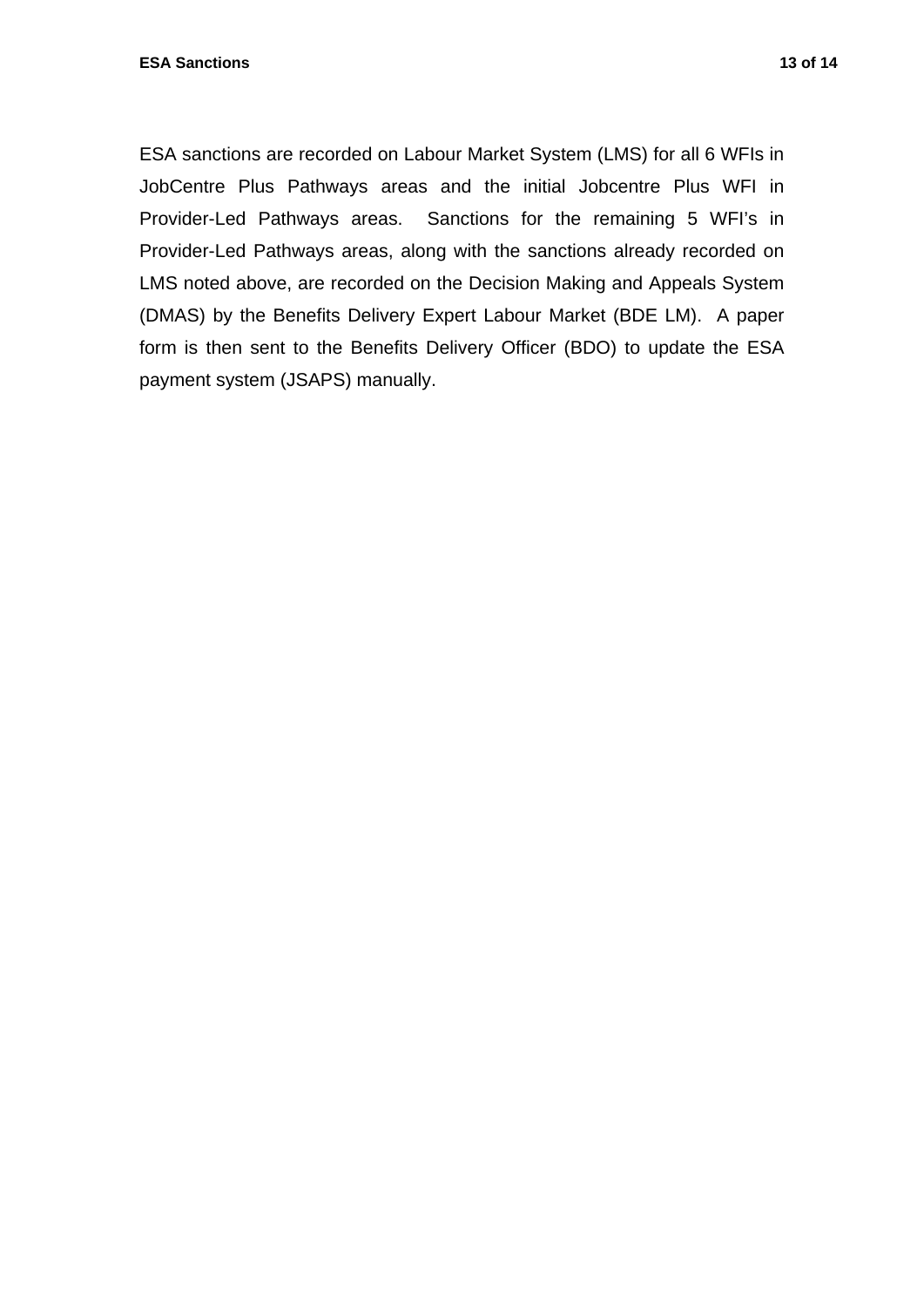ESA sanctions are recorded on Labour Market System (LMS) for all 6 WFIs in JobCentre Plus Pathways areas and the initial Jobcentre Plus WFI in Provider-Led Pathways areas. Sanctions for the remaining 5 WFI's in Provider-Led Pathways areas, along with the sanctions already recorded on LMS noted above, are recorded on the Decision Making and Appeals System (DMAS) by the Benefits Delivery Expert Labour Market (BDE LM). A paper form is then sent to the Benefits Delivery Officer (BDO) to update the ESA payment system (JSAPS) manually.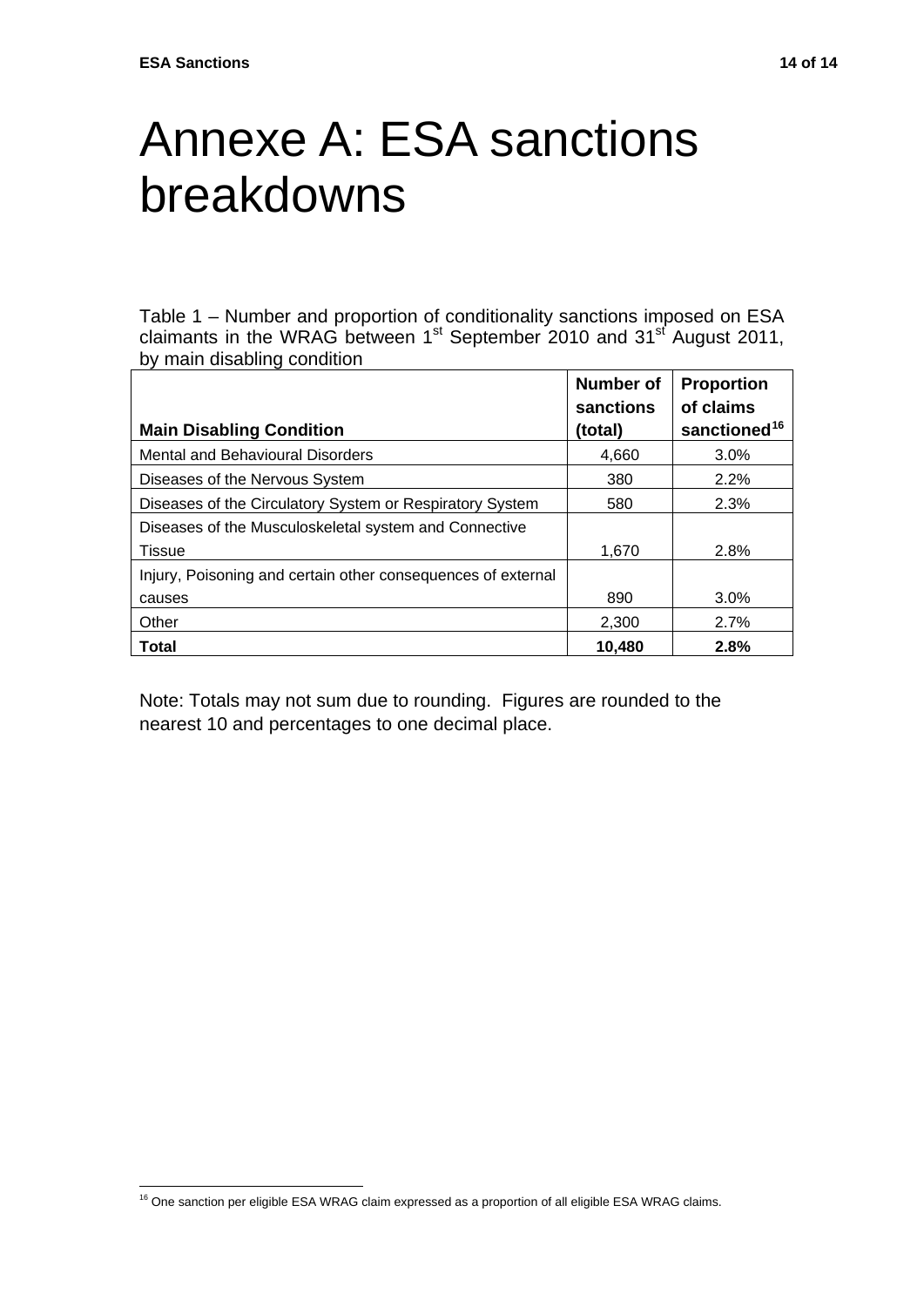# Annexe A: ESA sanctions breakdowns

Table 1 – Number and proportion of conditionality sanctions imposed on ESA claimants in the WRAG between 1st September 2010 and 31st August 2011, by main disabling condition

| Main Disabling Condition | Number of sanctions (total) | Proportion of claims sanctioned[16] |
|---|---|---|
| Mental and Behavioural Disorders | 4,660 | 3.0% |
| Diseases of the Nervous System | 380 | 2.2% |
| Diseases of the Circulatory System or Respiratory System | 580 | 2.3% |
| Diseases of the Musculoskeletal system and Connective Tissue | 1,670 | 2.8% |
| Injury, Poisoning and certain other consequences of external causes | 890 | 3.0% |
| Other | 2,300 | 2.7% |
| **Total** | **10,480** | **2.8%** |

Note: Totals may not sum due to rounding. Figures are rounded to the nearest 10 and percentages to one decimal place.

[16] One sanction per eligible ESA WRAG claim expressed as a proportion of all eligible ESA WRAG claims.